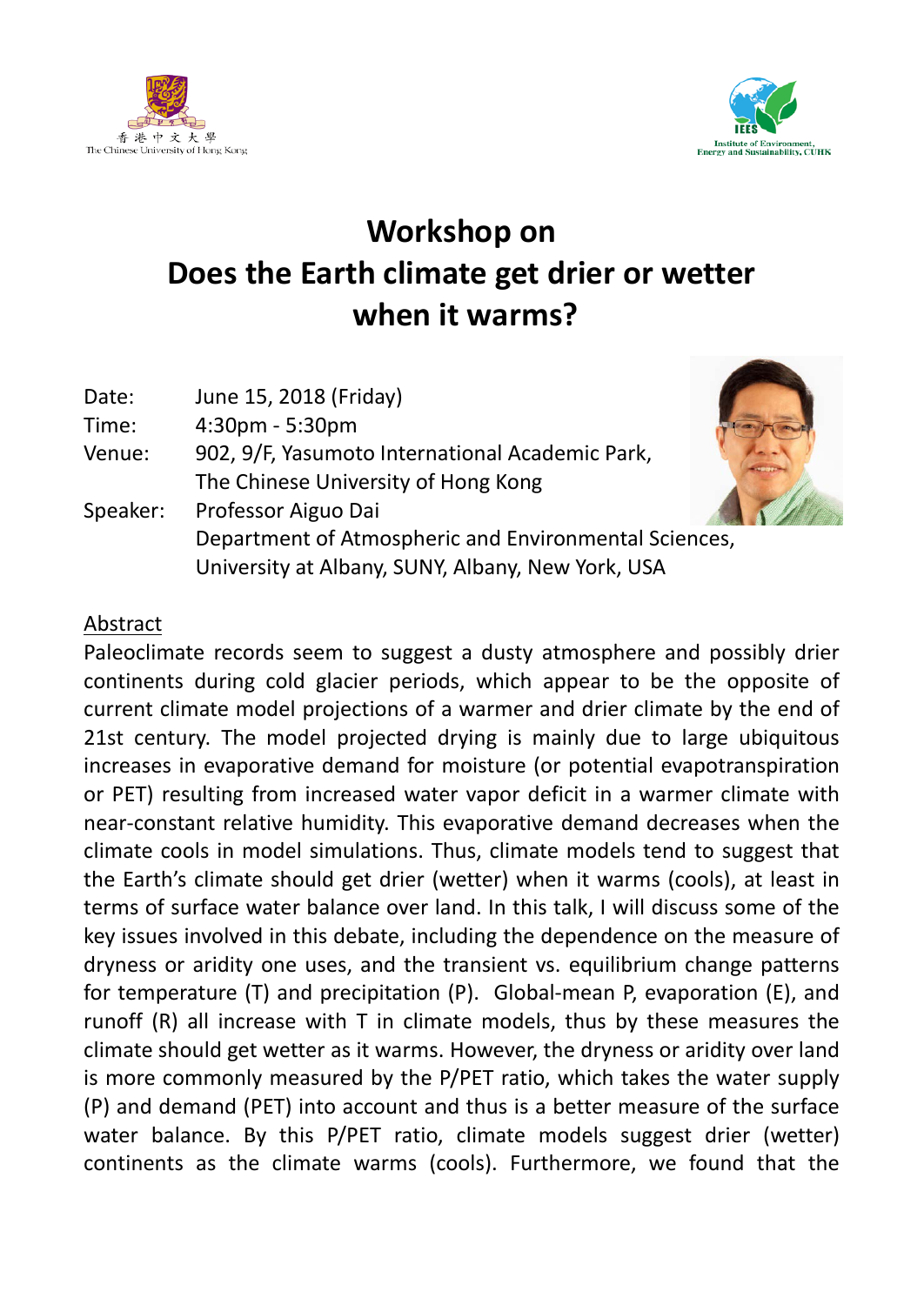香港中文大學
The Chinese University of Hong Kong

Institute of Environment, Energy and Sustainability, CUHK

# Workshop on
# Does the Earth climate get drier or wetter when it warms?

Date: June 15, 2018 (Friday)
Time: 4:30pm - 5:30pm
Venue: 902, 9/F, Yasumoto International Academic Park, The Chinese University of Hong Kong
Speaker: Professor Aiguo Dai
Department of Atmospheric and Environmental Sciences, University at Albany, SUNY, Albany, New York, USA

## Abstract

Paleoclimate records seem to suggest a dusty atmosphere and possibly drier continents during cold glacier periods, which appear to be the opposite of current climate model projections of a warmer and drier climate by the end of 21st century. The model projected drying is mainly due to large ubiquitous increases in evaporative demand for moisture (or potential evapotranspiration or PET) resulting from increased water vapor deficit in a warmer climate with near-constant relative humidity. This evaporative demand decreases when the climate cools in model simulations. Thus, climate models tend to suggest that the Earth's climate should get drier (wetter) when it warms (cools), at least in terms of surface water balance over land. In this talk, I will discuss some of the key issues involved in this debate, including the dependence on the measure of dryness or aridity one uses, and the transient vs. equilibrium change patterns for temperature (T) and precipitation (P). Global-mean P, evaporation (E), and runoff (R) all increase with T in climate models, thus by these measures the climate should get wetter as it warms. However, the dryness or aridity over land is more commonly measured by the P/PET ratio, which takes the water supply (P) and demand (PET) into account and thus is a better measure of the surface water balance. By this P/PET ratio, climate models suggest drier (wetter) continents as the climate warms (cools). Furthermore, we found that the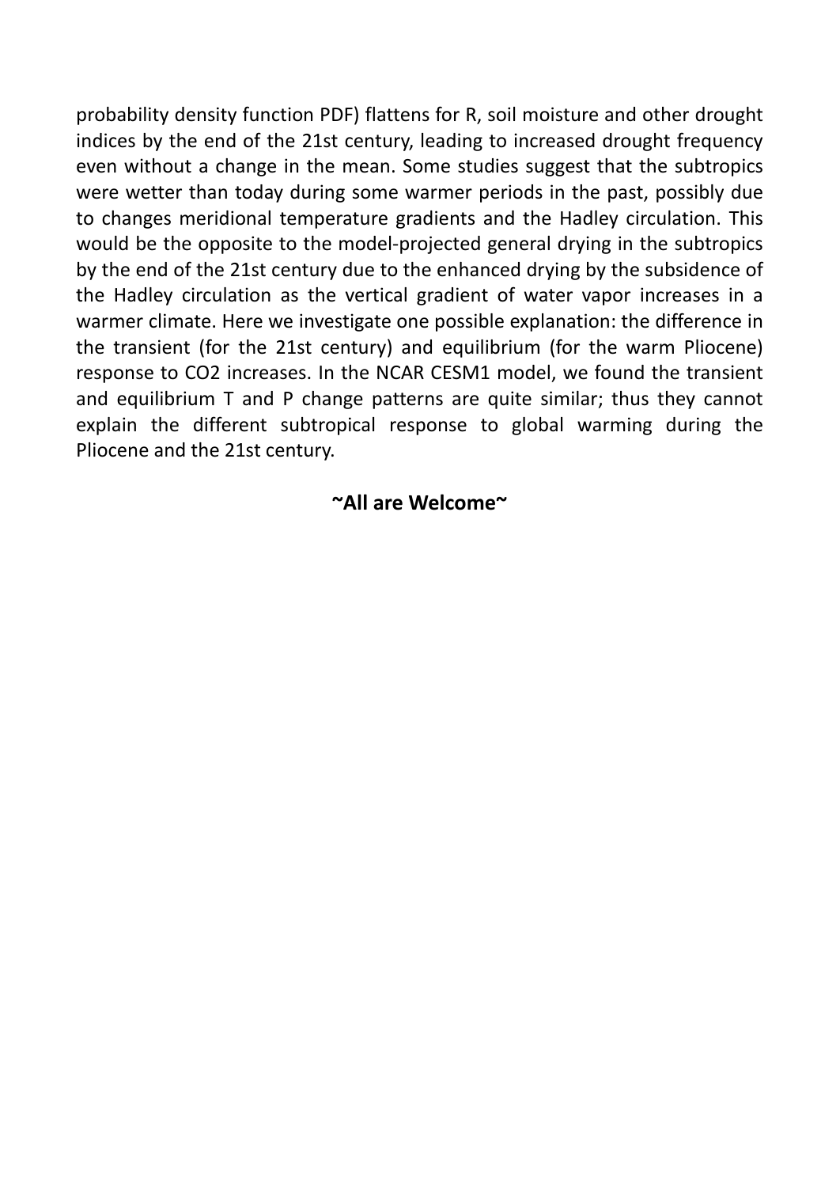probability density function PDF) flattens for R, soil moisture and other drought indices by the end of the 21st century, leading to increased drought frequency even without a change in the mean. Some studies suggest that the subtropics were wetter than today during some warmer periods in the past, possibly due to changes meridional temperature gradients and the Hadley circulation. This would be the opposite to the model-projected general drying in the subtropics by the end of the 21st century due to the enhanced drying by the subsidence of the Hadley circulation as the vertical gradient of water vapor increases in a warmer climate. Here we investigate one possible explanation: the difference in the transient (for the 21st century) and equilibrium (for the warm Pliocene) response to $CO_2$ increases. In the NCAR CESM1 model, we found the transient and equilibrium T and P change patterns are quite similar; thus they cannot explain the different subtropical response to global warming during the Pliocene and the 21st century.

**~All are Welcome~**